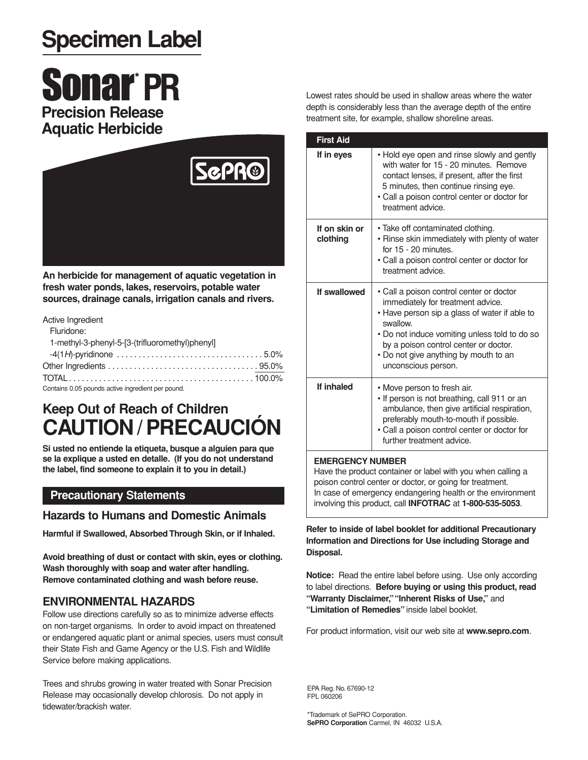# Specimen Label

# Sonar* PR

## Precision Release Aquatic Herbicide

SePRO

**An herbicide for management of aquatic vegetation in fresh water ponds, lakes, reservoirs, potable water sources, drainage canals, irrigation canals and rivers.**

Active Ingredient
Fluridone:
1-methyl-3-phenyl-5-[3-(trifluoromethyl)phenyl]-4(1*H*)-pyridinone .................................. 5.0%
Other Ingredients .................................. 95.0%
TOTAL .................................. 100.0%

Contains 0.05 pounds active ingredient per pound.

## Keep Out of Reach of Children

# CAUTION / PRECAUCIÓN

**Si usted no entiende la etiqueta, busque a alguien para que se la explique a usted en detalle. (If you do not understand the label, find someone to explain it to you in detail.)**

## Precautionary Statements

### Hazards to Humans and Domestic Animals

**Harmful if Swallowed, Absorbed Through Skin, or if Inhaled.**

**Avoid breathing of dust or contact with skin, eyes or clothing. Wash thoroughly with soap and water after handling. Remove contaminated clothing and wash before reuse.**

### ENVIRONMENTAL HAZARDS

Follow use directions carefully so as to minimize adverse effects on non-target organisms. In order to avoid impact on threatened or endangered aquatic plant or animal species, users must consult their State Fish and Game Agency or the U.S. Fish and Wildlife Service before making applications.

Trees and shrubs growing in water treated with Sonar Precision Release may occasionally develop chlorosis. Do not apply in tidewater/brackish water.

Lowest rates should be used in shallow areas where the water depth is considerably less than the average depth of the entire treatment site, for example, shallow shoreline areas.

| First Aid | |
|---|---|
| **If in eyes** | • Hold eye open and rinse slowly and gently with water for 15 - 20 minutes. Remove contact lenses, if present, after the first 5 minutes, then continue rinsing eye. • Call a poison control center or doctor for treatment advice. |
| **If on skin or clothing** | • Take off contaminated clothing. • Rinse skin immediately with plenty of water for 15 - 20 minutes. • Call a poison control center or doctor for treatment advice. |
| **If swallowed** | • Call a poison control center or doctor immediately for treatment advice. • Have person sip a glass of water if able to swallow. • Do not induce vomiting unless told to do so by a poison control center or doctor. • Do not give anything by mouth to an unconscious person. |
| **If inhaled** | • Move person to fresh air. • If person is not breathing, call 911 or an ambulance, then give artificial respiration, preferably mouth-to-mouth if possible. • Call a poison control center or doctor for further treatment advice. |

**EMERGENCY NUMBER**
Have the product container or label with you when calling a poison control center or doctor, or going for treatment. In case of emergency endangering health or the environment involving this product, call **INFOTRAC** at **1-800-535-5053**.

**Refer to inside of label booklet for additional Precautionary Information and Directions for Use including Storage and Disposal.**

**Notice:** Read the entire label before using. Use only according to label directions. **Before buying or using this product, read "Warranty Disclaimer," "Inherent Risks of Use,"** and **"Limitation of Remedies"** inside label booklet.

For product information, visit our web site at **www.sepro.com**.

EPA Reg. No. 67690-12
FPL 060206

*Trademark of SePRO Corporation.
**SePRO Corporation** Carmel, IN 46032 U.S.A.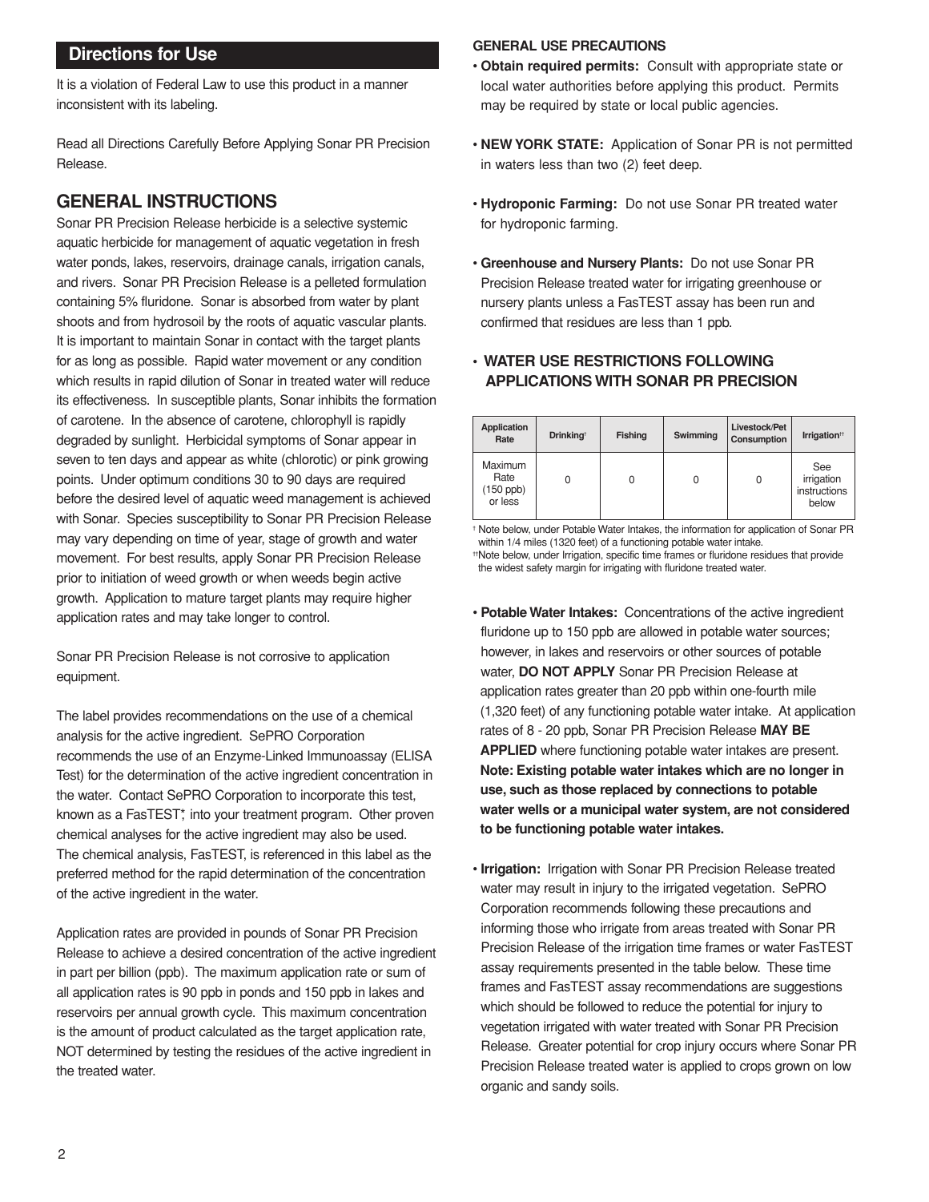## Directions for Use

It is a violation of Federal Law to use this product in a manner inconsistent with its labeling.

Read all Directions Carefully Before Applying Sonar PR Precision Release.

## GENERAL INSTRUCTIONS

Sonar PR Precision Release herbicide is a selective systemic aquatic herbicide for management of aquatic vegetation in fresh water ponds, lakes, reservoirs, drainage canals, irrigation canals, and rivers. Sonar PR Precision Release is a pelleted formulation containing 5% fluridone. Sonar is absorbed from water by plant shoots and from hydrosoil by the roots of aquatic vascular plants. It is important to maintain Sonar in contact with the target plants for as long as possible. Rapid water movement or any condition which results in rapid dilution of Sonar in treated water will reduce its effectiveness. In susceptible plants, Sonar inhibits the formation of carotene. In the absence of carotene, chlorophyll is rapidly degraded by sunlight. Herbicidal symptoms of Sonar appear in seven to ten days and appear as white (chlorotic) or pink growing points. Under optimum conditions 30 to 90 days are required before the desired level of aquatic weed management is achieved with Sonar. Species susceptibility to Sonar PR Precision Release may vary depending on time of year, stage of growth and water movement. For best results, apply Sonar PR Precision Release prior to initiation of weed growth or when weeds begin active growth. Application to mature target plants may require higher application rates and may take longer to control.

Sonar PR Precision Release is not corrosive to application equipment.

The label provides recommendations on the use of a chemical analysis for the active ingredient. SePRO Corporation recommends the use of an Enzyme-Linked Immunoassay (ELISA Test) for the determination of the active ingredient concentration in the water. Contact SePRO Corporation to incorporate this test, known as a FasTEST*, into your treatment program. Other proven chemical analyses for the active ingredient may also be used. The chemical analysis, FasTEST, is referenced in this label as the preferred method for the rapid determination of the concentration of the active ingredient in the water.

Application rates are provided in pounds of Sonar PR Precision Release to achieve a desired concentration of the active ingredient in part per billion (ppb). The maximum application rate or sum of all application rates is 90 ppb in ponds and 150 ppb in lakes and reservoirs per annual growth cycle. This maximum concentration is the amount of product calculated as the target application rate, NOT determined by testing the residues of the active ingredient in the treated water.

### GENERAL USE PRECAUTIONS

- **Obtain required permits:** Consult with appropriate state or local water authorities before applying this product. Permits may be required by state or local public agencies.

- **NEW YORK STATE:** Application of Sonar PR is not permitted in waters less than two (2) feet deep.

- **Hydroponic Farming:** Do not use Sonar PR treated water for hydroponic farming.

- **Greenhouse and Nursery Plants:** Do not use Sonar PR Precision Release treated water for irrigating greenhouse or nursery plants unless a FasTEST assay has been run and confirmed that residues are less than 1 ppb.

- **WATER USE RESTRICTIONS FOLLOWING APPLICATIONS WITH SONAR PR PRECISION**

| Application Rate | Drinking† | Fishing | Swimming | Livestock/Pet Consumption | Irrigation†† |
|---|---|---|---|---|---|
| Maximum Rate (150 ppb) or less | 0 | 0 | 0 | 0 | See irrigation instructions below |

† Note below, under Potable Water Intakes, the information for application of Sonar PR within 1/4 miles (1320 feet) of a functioning potable water intake.
††Note below, under Irrigation, specific time frames or fluridone residues that provide the widest safety margin for irrigating with fluridone treated water.

- **Potable Water Intakes:** Concentrations of the active ingredient fluridone up to 150 ppb are allowed in potable water sources; however, in lakes and reservoirs or other sources of potable water, **DO NOT APPLY** Sonar PR Precision Release at application rates greater than 20 ppb within one-fourth mile (1,320 feet) of any functioning potable water intake. At application rates of 8 - 20 ppb, Sonar PR Precision Release **MAY BE APPLIED** where functioning potable water intakes are present. **Note: Existing potable water intakes which are no longer in use, such as those replaced by connections to potable water wells or a municipal water system, are not considered to be functioning potable water intakes.**

- **Irrigation:** Irrigation with Sonar PR Precision Release treated water may result in injury to the irrigated vegetation. SePRO Corporation recommends following these precautions and informing those who irrigate from areas treated with Sonar PR Precision Release of the irrigation time frames or water FasTEST assay requirements presented in the table below. These time frames and FasTEST assay recommendations are suggestions which should be followed to reduce the potential for injury to vegetation irrigated with water treated with Sonar PR Precision Release. Greater potential for crop injury occurs where Sonar PR Precision Release treated water is applied to crops grown on low organic and sandy soils.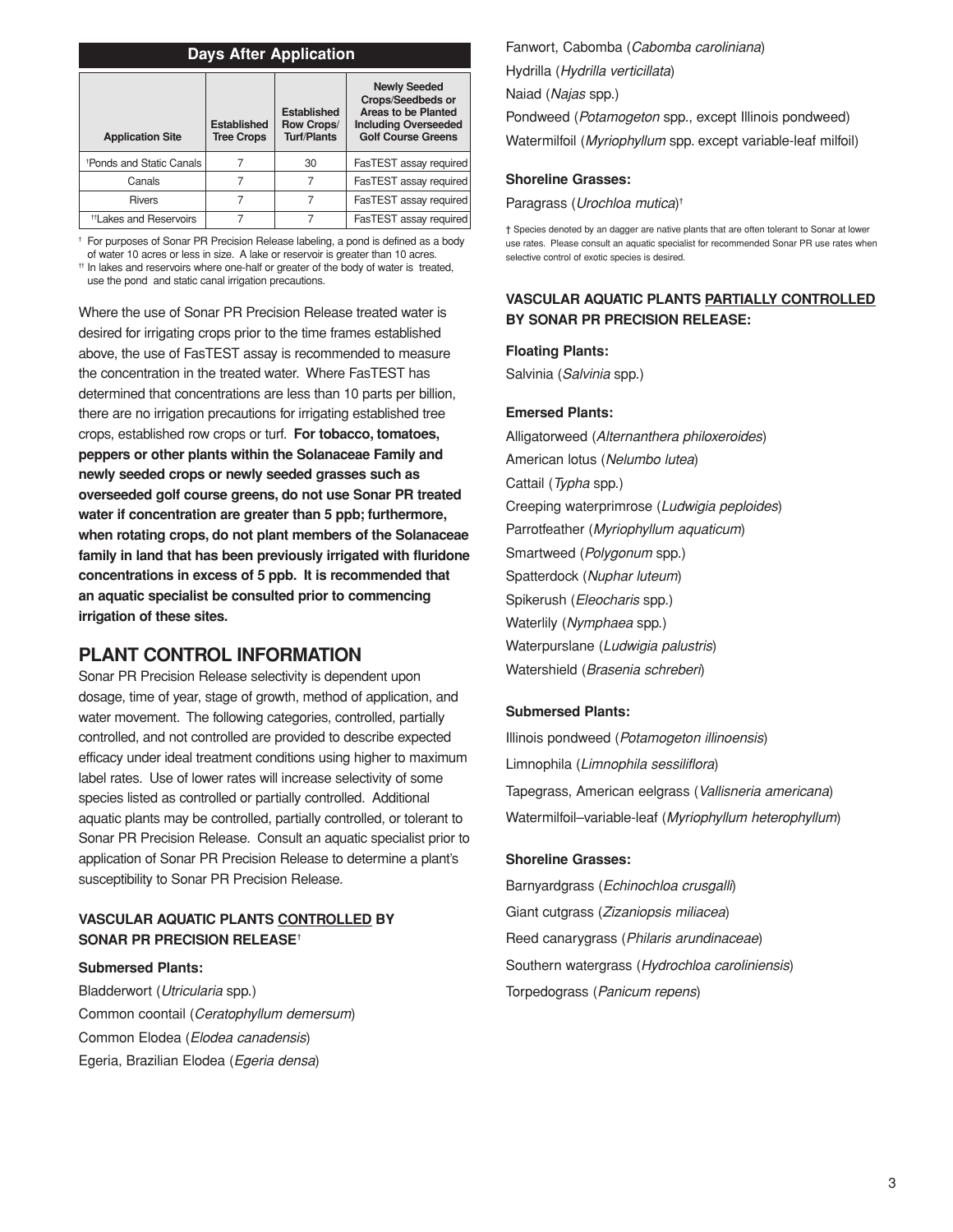| Days After Application | | | |
|---|---|---|---|
| **Application Site** | **Established Tree Crops** | **Established Row Crops/ Turf/Plants** | **Newly Seeded Crops/Seedbeds or Areas to be Planted Including Overseeded Golf Course Greens** |
| †Ponds and Static Canals | 7 | 30 | FasTEST assay required |
| Canals | 7 | 7 | FasTEST assay required |
| Rivers | 7 | 7 | FasTEST assay required |
| ††Lakes and Reservoirs | 7 | 7 | FasTEST assay required |

† For purposes of Sonar PR Precision Release labeling, a pond is defined as a body of water 10 acres or less in size. A lake or reservoir is greater than 10 acres.
†† In lakes and reservoirs where one-half or greater of the body of water is treated, use the pond and static canal irrigation precautions.

Where the use of Sonar PR Precision Release treated water is desired for irrigating crops prior to the time frames established above, the use of FasTEST assay is recommended to measure the concentration in the treated water. Where FasTEST has determined that concentrations are less than 10 parts per billion, there are no irrigation precautions for irrigating established tree crops, established row crops or turf. **For tobacco, tomatoes, peppers or other plants within the Solanaceae Family and newly seeded crops or newly seeded grasses such as overseeded golf course greens, do not use Sonar PR treated water if concentration are greater than 5 ppb; furthermore, when rotating crops, do not plant members of the Solanaceae family in land that has been previously irrigated with fluridone concentrations in excess of 5 ppb. It is recommended that an aquatic specialist be consulted prior to commencing irrigation of these sites.**

## PLANT CONTROL INFORMATION

Sonar PR Precision Release selectivity is dependent upon dosage, time of year, stage of growth, method of application, and water movement. The following categories, controlled, partially controlled, and not controlled are provided to describe expected efficacy under ideal treatment conditions using higher to maximum label rates. Use of lower rates will increase selectivity of some species listed as controlled or partially controlled. Additional aquatic plants may be controlled, partially controlled, or tolerant to Sonar PR Precision Release. Consult an aquatic specialist prior to application of Sonar PR Precision Release to determine a plant's susceptibility to Sonar PR Precision Release.

### VASCULAR AQUATIC PLANTS CONTROLLED BY SONAR PR PRECISION RELEASE†

**Submersed Plants:**

Bladderwort (*Utricularia* spp.)
Common coontail (*Ceratophyllum demersum*)
Common Elodea (*Elodea canadensis*)
Egeria, Brazilian Elodea (*Egeria densa*)
Fanwort, Cabomba (*Cabomba caroliniana*)
Hydrilla (*Hydrilla verticillata*)
Naiad (*Najas* spp.)
Pondweed (*Potamogeton* spp., except Illinois pondweed)
Watermilfoil (*Myriophyllum* spp. except variable-leaf milfoil)

**Shoreline Grasses:**

Paragrass (*Urochloa mutica*)†

† Species denoted by an dagger are native plants that are often tolerant to Sonar at lower use rates. Please consult an aquatic specialist for recommended Sonar PR use rates when selective control of exotic species is desired.

### VASCULAR AQUATIC PLANTS PARTIALLY CONTROLLED BY SONAR PR PRECISION RELEASE:

**Floating Plants:**

Salvinia (*Salvinia* spp.)

**Emersed Plants:**

Alligatorweed (*Alternanthera philoxeroides*)
American lotus (*Nelumbo lutea*)
Cattail (*Typha* spp.)
Creeping waterprimrose (*Ludwigia peploides*)
Parrotfeather (*Myriophyllum aquaticum*)
Smartweed (*Polygonum* spp.)
Spatterdock (*Nuphar luteum*)
Spikerush (*Eleocharis* spp.)
Waterlily (*Nymphaea* spp.)
Waterpurslane (*Ludwigia palustris*)
Watershield (*Brasenia schreberi*)

**Submersed Plants:**

Illinois pondweed (*Potamogeton illinoensis*)
Limnophila (*Limnophila sessiliflora*)
Tapegrass, American eelgrass (*Vallisneria americana*)
Watermilfoil–variable-leaf (*Myriophyllum heterophyllum*)

**Shoreline Grasses:**

Barnyardgrass (*Echinochloa crusgalli*)
Giant cutgrass (*Zizaniopsis miliacea*)
Reed canarygrass (*Philaris arundinaceae*)
Southern watergrass (*Hydrochloa caroliniensis*)
Torpedograss (*Panicum repens*)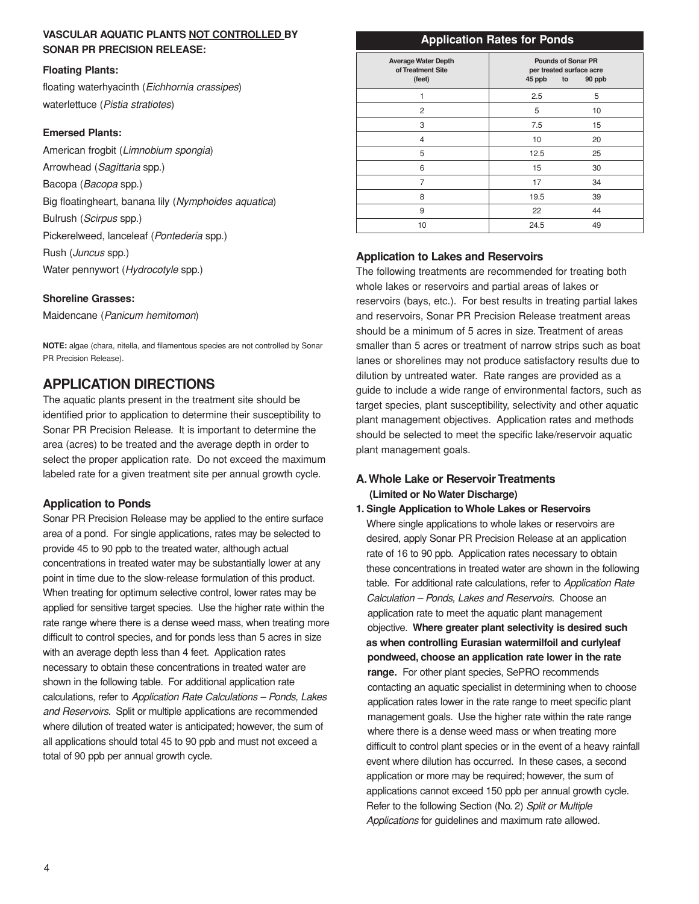**VASCULAR AQUATIC PLANTS NOT CONTROLLED BY SONAR PR PRECISION RELEASE:**

**Floating Plants:**

floating waterhyacinth (*Eichhornia crassipes*)
waterlettuce (*Pistia stratiotes*)

**Emersed Plants:**

American frogbit (*Limnobium spongia*)
Arrowhead (*Sagittaria* spp.)
Bacopa (*Bacopa* spp.)
Big floatingheart, banana lily (*Nymphoides aquatica*)
Bulrush (*Scirpus* spp.)
Pickerelweed, lanceleaf (*Pontederia* spp.)
Rush (*Juncus* spp.)
Water pennywort (*Hydrocotyle* spp.)

**Shoreline Grasses:**

Maidencane (*Panicum hemitomon*)

**NOTE:** algae (chara, nitella, and filamentous species are not controlled by Sonar PR Precision Release).

## APPLICATION DIRECTIONS

The aquatic plants present in the treatment site should be identified prior to application to determine their susceptibility to Sonar PR Precision Release. It is important to determine the area (acres) to be treated and the average depth in order to select the proper application rate. Do not exceed the maximum labeled rate for a given treatment site per annual growth cycle.

### Application to Ponds

Sonar PR Precision Release may be applied to the entire surface area of a pond. For single applications, rates may be selected to provide 45 to 90 ppb to the treated water, although actual concentrations in treated water may be substantially lower at any point in time due to the slow-release formulation of this product. When treating for optimum selective control, lower rates may be applied for sensitive target species. Use the higher rate within the rate range where there is a dense weed mass, when treating more difficult to control species, and for ponds less than 5 acres in size with an average depth less than 4 feet. Application rates necessary to obtain these concentrations in treated water are shown in the following table. For additional application rate calculations, refer to *Application Rate Calculations – Ponds, Lakes and Reservoirs*. Split or multiple applications are recommended where dilution of treated water is anticipated; however, the sum of all applications should total 45 to 90 ppb and must not exceed a total of 90 ppb per annual growth cycle.

**Application Rates for Ponds**

| Average Water Depth of Treatment Site (feet) | Pounds of Sonar PR per treated surface acre 45 ppb | to 90 ppb |
|---|---|---|
| 1 | 2.5 | 5 |
| 2 | 5 | 10 |
| 3 | 7.5 | 15 |
| 4 | 10 | 20 |
| 5 | 12.5 | 25 |
| 6 | 15 | 30 |
| 7 | 17 | 34 |
| 8 | 19.5 | 39 |
| 9 | 22 | 44 |
| 10 | 24.5 | 49 |

### Application to Lakes and Reservoirs

The following treatments are recommended for treating both whole lakes or reservoirs and partial areas of lakes or reservoirs (bays, etc.). For best results in treating partial lakes and reservoirs, Sonar PR Precision Release treatment areas should be a minimum of 5 acres in size. Treatment of areas smaller than 5 acres or treatment of narrow strips such as boat lanes or shorelines may not produce satisfactory results due to dilution by untreated water. Rate ranges are provided as a guide to include a wide range of environmental factors, such as target species, plant susceptibility, selectivity and other aquatic plant management objectives. Application rates and methods should be selected to meet the specific lake/reservoir aquatic plant management goals.

### A. Whole Lake or Reservoir Treatments (Limited or No Water Discharge)

**1. Single Application to Whole Lakes or Reservoirs**

Where single applications to whole lakes or reservoirs are desired, apply Sonar PR Precision Release at an application rate of 16 to 90 ppb. Application rates necessary to obtain these concentrations in treated water are shown in the following table. For additional rate calculations, refer to *Application Rate Calculation – Ponds, Lakes and Reservoirs*. Choose an application rate to meet the aquatic plant management objective. **Where greater plant selectivity is desired such as when controlling Eurasian watermilfoil and curlyleaf pondweed, choose an application rate lower in the rate range.** For other plant species, SePRO recommends contacting an aquatic specialist in determining when to choose application rates lower in the rate range to meet specific plant management goals. Use the higher rate within the rate range where there is a dense weed mass or when treating more difficult to control plant species or in the event of a heavy rainfall event where dilution has occurred. In these cases, a second application or more may be required; however, the sum of applications cannot exceed 150 ppb per annual growth cycle. Refer to the following Section (No. 2) *Split or Multiple Applications* for guidelines and maximum rate allowed.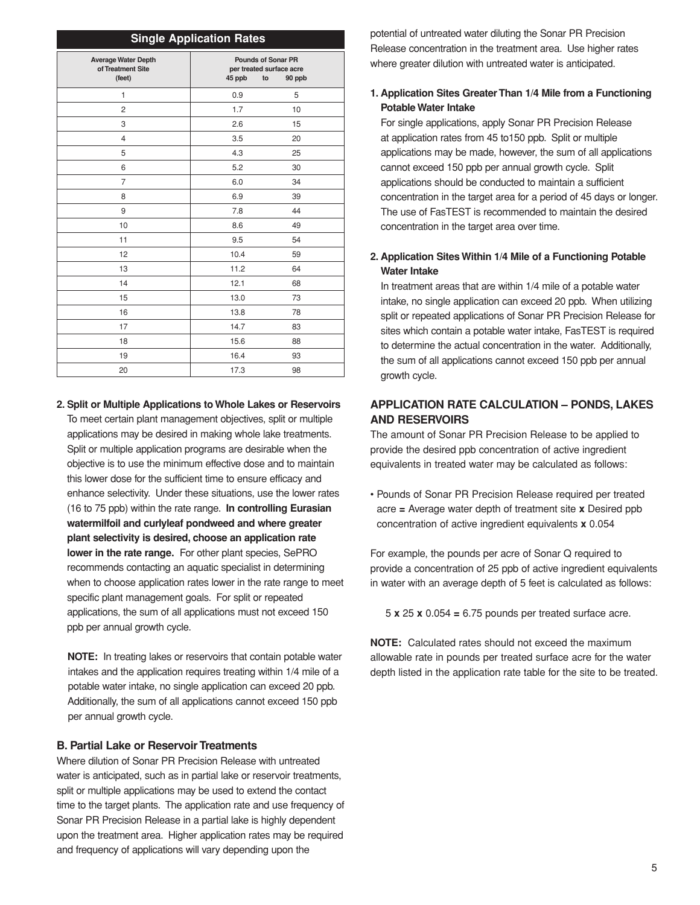| Single Application Rates | | |
|---|---|---|
| Average Water Depth of Treatment Site (feet) | Pounds of Sonar PR per treated surface acre | |
| | 45 ppb | to 90 ppb |
| 1 | 0.9 | 5 |
| 2 | 1.7 | 10 |
| 3 | 2.6 | 15 |
| 4 | 3.5 | 20 |
| 5 | 4.3 | 25 |
| 6 | 5.2 | 30 |
| 7 | 6.0 | 34 |
| 8 | 6.9 | 39 |
| 9 | 7.8 | 44 |
| 10 | 8.6 | 49 |
| 11 | 9.5 | 54 |
| 12 | 10.4 | 59 |
| 13 | 11.2 | 64 |
| 14 | 12.1 | 68 |
| 15 | 13.0 | 73 |
| 16 | 13.8 | 78 |
| 17 | 14.7 | 83 |
| 18 | 15.6 | 88 |
| 19 | 16.4 | 93 |
| 20 | 17.3 | 98 |

**2. Split or Multiple Applications to Whole Lakes or Reservoirs**

To meet certain plant management objectives, split or multiple applications may be desired in making whole lake treatments. Split or multiple application programs are desirable when the objective is to use the minimum effective dose and to maintain this lower dose for the sufficient time to ensure efficacy and enhance selectivity. Under these situations, use the lower rates (16 to 75 ppb) within the rate range. **In controlling Eurasian watermilfoil and curlyleaf pondweed and where greater plant selectivity is desired, choose an application rate lower in the rate range.** For other plant species, SePRO recommends contacting an aquatic specialist in determining when to choose application rates lower in the rate range to meet specific plant management goals. For split or repeated applications, the sum of all applications must not exceed 150 ppb per annual growth cycle.

**NOTE:** In treating lakes or reservoirs that contain potable water intakes and the application requires treating within 1/4 mile of a potable water intake, no single application can exceed 20 ppb. Additionally, the sum of all applications cannot exceed 150 ppb per annual growth cycle.

### B. Partial Lake or Reservoir Treatments

Where dilution of Sonar PR Precision Release with untreated water is anticipated, such as in partial lake or reservoir treatments, split or multiple applications may be used to extend the contact time to the target plants. The application rate and use frequency of Sonar PR Precision Release in a partial lake is highly dependent upon the treatment area. Higher application rates may be required and frequency of applications will vary depending upon the potential of untreated water diluting the Sonar PR Precision Release concentration in the treatment area. Use higher rates where greater dilution with untreated water is anticipated.

**1. Application Sites Greater Than 1/4 Mile from a Functioning Potable Water Intake**

For single applications, apply Sonar PR Precision Release at application rates from 45 to150 ppb. Split or multiple applications may be made, however, the sum of all applications cannot exceed 150 ppb per annual growth cycle. Split applications should be conducted to maintain a sufficient concentration in the target area for a period of 45 days or longer. The use of FasTEST is recommended to maintain the desired concentration in the target area over time.

**2. Application Sites Within 1/4 Mile of a Functioning Potable Water Intake**

In treatment areas that are within 1/4 mile of a potable water intake, no single application can exceed 20 ppb. When utilizing split or repeated applications of Sonar PR Precision Release for sites which contain a potable water intake, FasTEST is required to determine the actual concentration in the water. Additionally, the sum of all applications cannot exceed 150 ppb per annual growth cycle.

## APPLICATION RATE CALCULATION – PONDS, LAKES AND RESERVOIRS

The amount of Sonar PR Precision Release to be applied to provide the desired ppb concentration of active ingredient equivalents in treated water may be calculated as follows:

- Pounds of Sonar PR Precision Release required per treated acre **=** Average water depth of treatment site **x** Desired ppb concentration of active ingredient equivalents **x** 0.054

For example, the pounds per acre of Sonar Q required to provide a concentration of 25 ppb of active ingredient equivalents in water with an average depth of 5 feet is calculated as follows:

5 **x** 25 **x** 0.054 **=** 6.75 pounds per treated surface acre.

**NOTE:** Calculated rates should not exceed the maximum allowable rate in pounds per treated surface acre for the water depth listed in the application rate table for the site to be treated.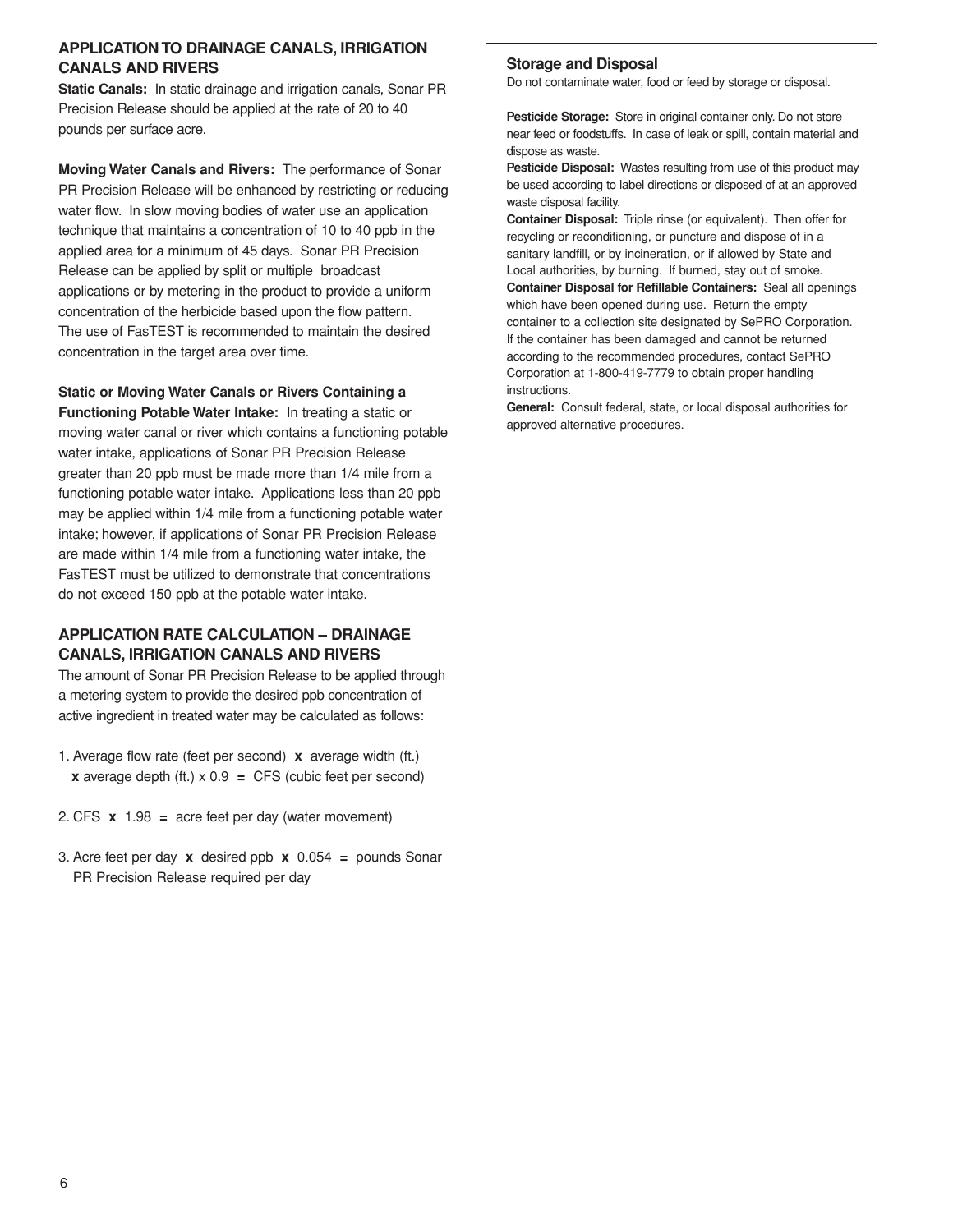## APPLICATION TO DRAINAGE CANALS, IRRIGATION CANALS AND RIVERS

**Static Canals:** In static drainage and irrigation canals, Sonar PR Precision Release should be applied at the rate of 20 to 40 pounds per surface acre.

**Moving Water Canals and Rivers:** The performance of Sonar PR Precision Release will be enhanced by restricting or reducing water flow. In slow moving bodies of water use an application technique that maintains a concentration of 10 to 40 ppb in the applied area for a minimum of 45 days. Sonar PR Precision Release can be applied by split or multiple broadcast applications or by metering in the product to provide a uniform concentration of the herbicide based upon the flow pattern. The use of FasTEST is recommended to maintain the desired concentration in the target area over time.

**Static or Moving Water Canals or Rivers Containing a Functioning Potable Water Intake:** In treating a static or moving water canal or river which contains a functioning potable water intake, applications of Sonar PR Precision Release greater than 20 ppb must be made more than 1/4 mile from a functioning potable water intake. Applications less than 20 ppb may be applied within 1/4 mile from a functioning potable water intake; however, if applications of Sonar PR Precision Release are made within 1/4 mile from a functioning water intake, the FasTEST must be utilized to demonstrate that concentrations do not exceed 150 ppb at the potable water intake.

## APPLICATION RATE CALCULATION – DRAINAGE CANALS, IRRIGATION CANALS AND RIVERS

The amount of Sonar PR Precision Release to be applied through a metering system to provide the desired ppb concentration of active ingredient in treated water may be calculated as follows:

1. Average flow rate (feet per second) **x** average width (ft.) **x** average depth (ft.) x 0.9 **=** CFS (cubic feet per second)

2. CFS **x** 1.98 **=** acre feet per day (water movement)

3. Acre feet per day **x** desired ppb **x** 0.054 **=** pounds Sonar PR Precision Release required per day

### Storage and Disposal

Do not contaminate water, food or feed by storage or disposal.

**Pesticide Storage:** Store in original container only. Do not store near feed or foodstuffs. In case of leak or spill, contain material and dispose as waste.

**Pesticide Disposal:** Wastes resulting from use of this product may be used according to label directions or disposed of at an approved waste disposal facility.

**Container Disposal:** Triple rinse (or equivalent). Then offer for recycling or reconditioning, or puncture and dispose of in a sanitary landfill, or by incineration, or if allowed by State and Local authorities, by burning. If burned, stay out of smoke.

**Container Disposal for Refillable Containers:** Seal all openings which have been opened during use. Return the empty container to a collection site designated by SePRO Corporation. If the container has been damaged and cannot be returned according to the recommended procedures, contact SePRO Corporation at 1-800-419-7779 to obtain proper handling instructions.

**General:** Consult federal, state, or local disposal authorities for approved alternative procedures.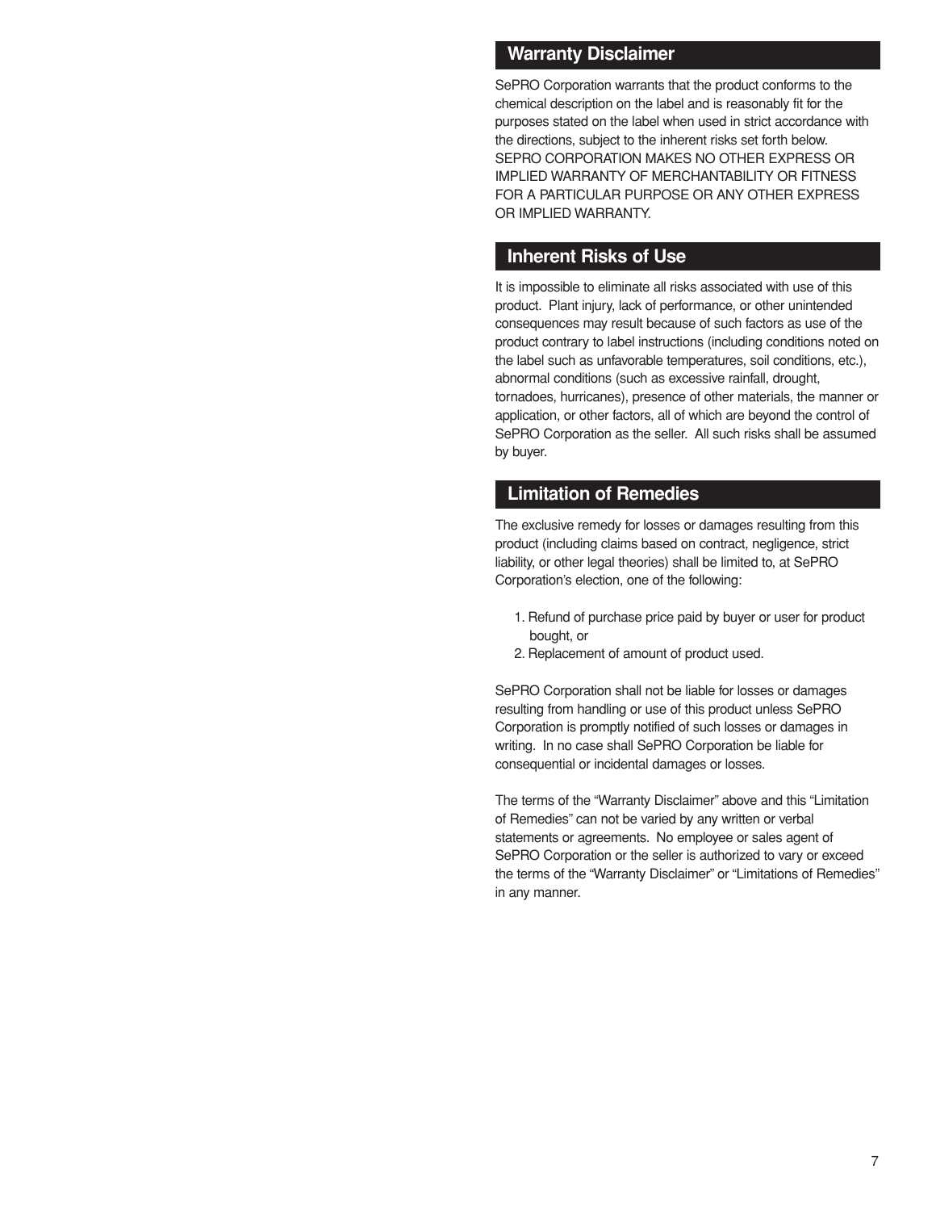## Warranty Disclaimer

SePRO Corporation warrants that the product conforms to the chemical description on the label and is reasonably fit for the purposes stated on the label when used in strict accordance with the directions, subject to the inherent risks set forth below. SEPRO CORPORATION MAKES NO OTHER EXPRESS OR IMPLIED WARRANTY OF MERCHANTABILITY OR FITNESS FOR A PARTICULAR PURPOSE OR ANY OTHER EXPRESS OR IMPLIED WARRANTY.

## Inherent Risks of Use

It is impossible to eliminate all risks associated with use of this product. Plant injury, lack of performance, or other unintended consequences may result because of such factors as use of the product contrary to label instructions (including conditions noted on the label such as unfavorable temperatures, soil conditions, etc.), abnormal conditions (such as excessive rainfall, drought, tornadoes, hurricanes), presence of other materials, the manner or application, or other factors, all of which are beyond the control of SePRO Corporation as the seller. All such risks shall be assumed by buyer.

## Limitation of Remedies

The exclusive remedy for losses or damages resulting from this product (including claims based on contract, negligence, strict liability, or other legal theories) shall be limited to, at SePRO Corporation's election, one of the following:

1. Refund of purchase price paid by buyer or user for product bought, or
2. Replacement of amount of product used.

SePRO Corporation shall not be liable for losses or damages resulting from handling or use of this product unless SePRO Corporation is promptly notified of such losses or damages in writing. In no case shall SePRO Corporation be liable for consequential or incidental damages or losses.

The terms of the "Warranty Disclaimer" above and this "Limitation of Remedies" can not be varied by any written or verbal statements or agreements. No employee or sales agent of SePRO Corporation or the seller is authorized to vary or exceed the terms of the "Warranty Disclaimer" or "Limitations of Remedies" in any manner.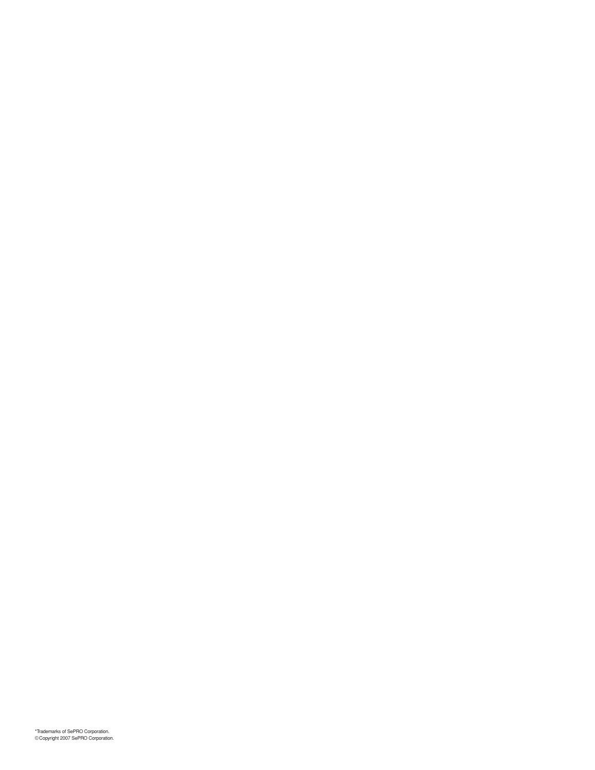*Trademarks of SePRO Corporation.
© Copyright 2007 SePRO Corporation.